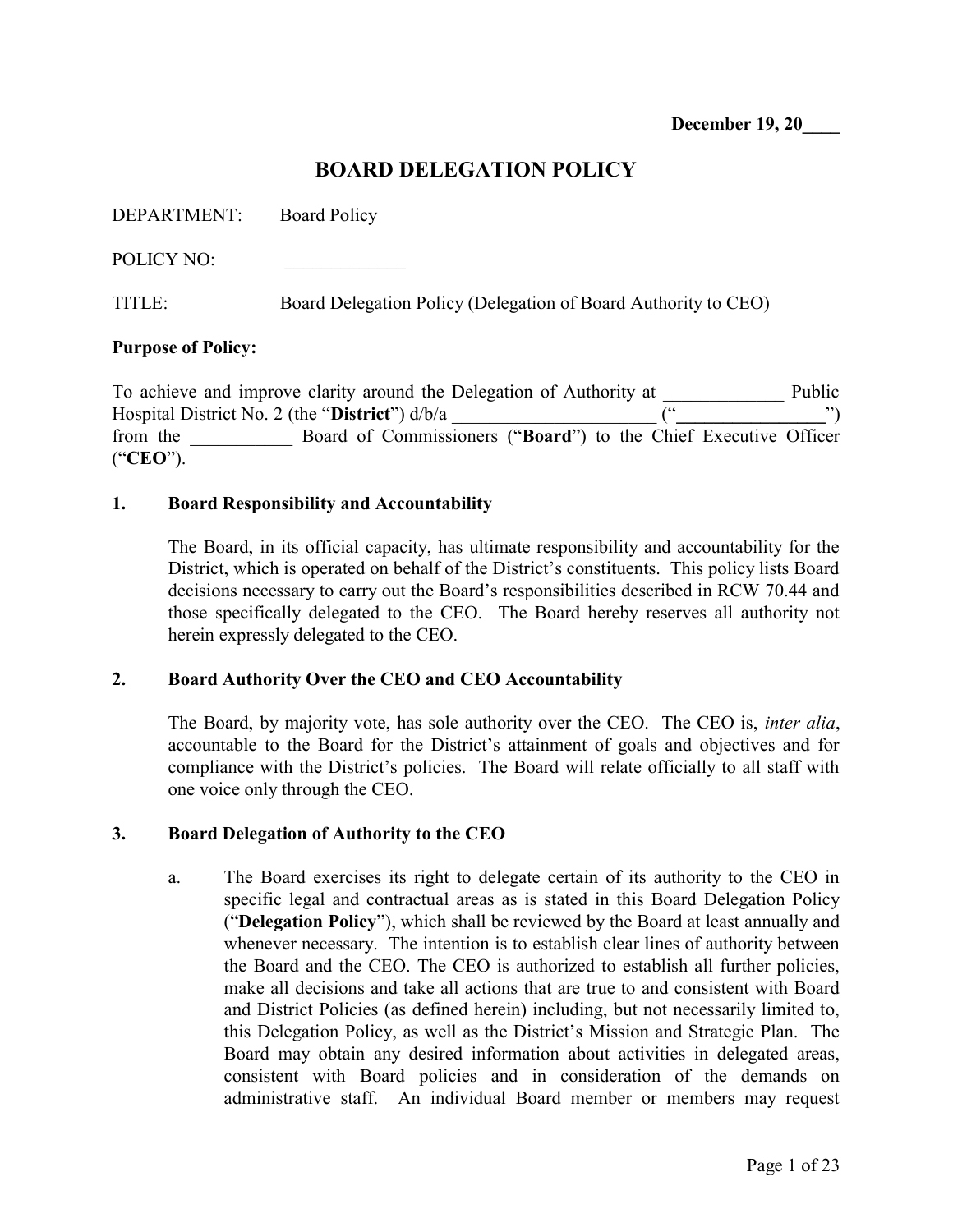**December 19, 20____**

# BOARD DELEGATION POLICY

DEPARTMENT: Board Policy

POLICY NO: _____________

TITLE: Board Delegation Policy (Delegation of Board Authority to CEO)

**Purpose of Policy:**

To achieve and improve clarity around the Delegation of Authority at _____________ Public Hospital District No. 2 (the "**District**") d/b/a ______________________ ("________________") from the ___________ Board of Commissioners ("**Board**") to the Chief Executive Officer ("**CEO**").

## 1. Board Responsibility and Accountability

The Board, in its official capacity, has ultimate responsibility and accountability for the District, which is operated on behalf of the District's constituents. This policy lists Board decisions necessary to carry out the Board's responsibilities described in RCW 70.44 and those specifically delegated to the CEO. The Board hereby reserves all authority not herein expressly delegated to the CEO.

## 2. Board Authority Over the CEO and CEO Accountability

The Board, by majority vote, has sole authority over the CEO. The CEO is, *inter alia*, accountable to the Board for the District's attainment of goals and objectives and for compliance with the District's policies. The Board will relate officially to all staff with one voice only through the CEO.

## 3. Board Delegation of Authority to the CEO

a. The Board exercises its right to delegate certain of its authority to the CEO in specific legal and contractual areas as is stated in this Board Delegation Policy ("**Delegation Policy**"), which shall be reviewed by the Board at least annually and whenever necessary. The intention is to establish clear lines of authority between the Board and the CEO. The CEO is authorized to establish all further policies, make all decisions and take all actions that are true to and consistent with Board and District Policies (as defined herein) including, but not necessarily limited to, this Delegation Policy, as well as the District's Mission and Strategic Plan. The Board may obtain any desired information about activities in delegated areas, consistent with Board policies and in consideration of the demands on administrative staff. An individual Board member or members may request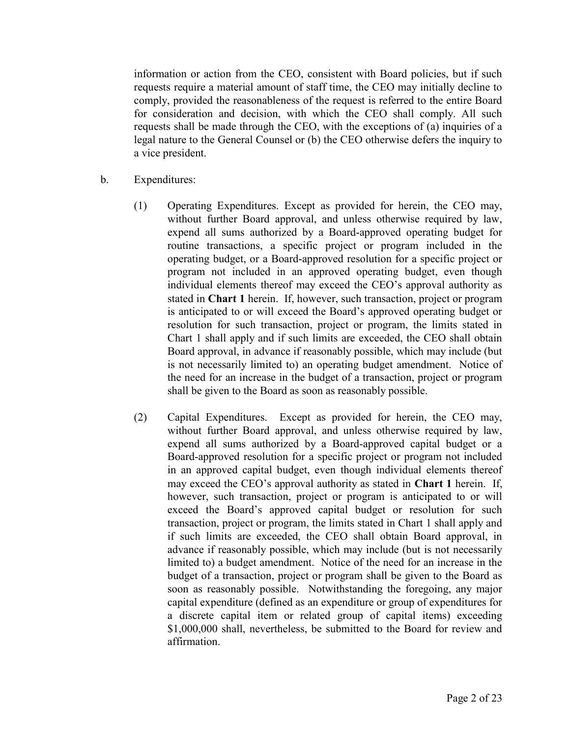information or action from the CEO, consistent with Board policies, but if such requests require a material amount of staff time, the CEO may initially decline to comply, provided the reasonableness of the request is referred to the entire Board for consideration and decision, with which the CEO shall comply. All such requests shall be made through the CEO, with the exceptions of (a) inquiries of a legal nature to the General Counsel or (b) the CEO otherwise defers the inquiry to a vice president.

b. Expenditures:

(1) Operating Expenditures. Except as provided for herein, the CEO may, without further Board approval, and unless otherwise required by law, expend all sums authorized by a Board-approved operating budget for routine transactions, a specific project or program included in the operating budget, or a Board-approved resolution for a specific project or program not included in an approved operating budget, even though individual elements thereof may exceed the CEO's approval authority as stated in **Chart 1** herein. If, however, such transaction, project or program is anticipated to or will exceed the Board's approved operating budget or resolution for such transaction, project or program, the limits stated in Chart 1 shall apply and if such limits are exceeded, the CEO shall obtain Board approval, in advance if reasonably possible, which may include (but is not necessarily limited to) an operating budget amendment. Notice of the need for an increase in the budget of a transaction, project or program shall be given to the Board as soon as reasonably possible.

(2) Capital Expenditures. Except as provided for herein, the CEO may, without further Board approval, and unless otherwise required by law, expend all sums authorized by a Board-approved capital budget or a Board-approved resolution for a specific project or program not included in an approved capital budget, even though individual elements thereof may exceed the CEO's approval authority as stated in **Chart 1** herein. If, however, such transaction, project or program is anticipated to or will exceed the Board's approved capital budget or resolution for such transaction, project or program, the limits stated in Chart 1 shall apply and if such limits are exceeded, the CEO shall obtain Board approval, in advance if reasonably possible, which may include (but is not necessarily limited to) a budget amendment. Notice of the need for an increase in the budget of a transaction, project or program shall be given to the Board as soon as reasonably possible. Notwithstanding the foregoing, any major capital expenditure (defined as an expenditure or group of expenditures for a discrete capital item or related group of capital items) exceeding $1,000,000 shall, nevertheless, be submitted to the Board for review and affirmation.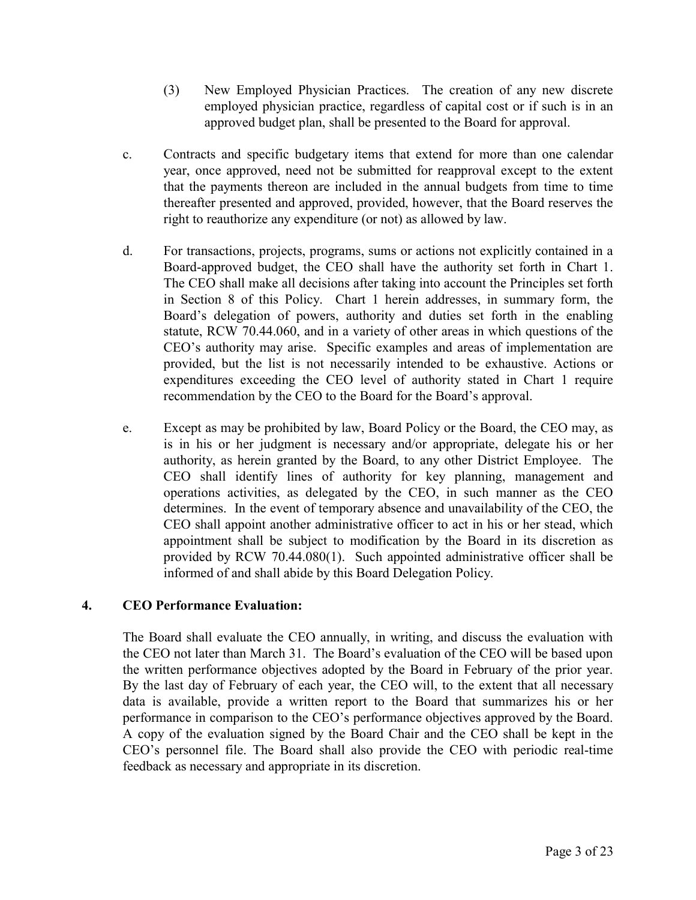(3) New Employed Physician Practices. The creation of any new discrete employed physician practice, regardless of capital cost or if such is in an approved budget plan, shall be presented to the Board for approval.

c. Contracts and specific budgetary items that extend for more than one calendar year, once approved, need not be submitted for reapproval except to the extent that the payments thereon are included in the annual budgets from time to time thereafter presented and approved, provided, however, that the Board reserves the right to reauthorize any expenditure (or not) as allowed by law.

d. For transactions, projects, programs, sums or actions not explicitly contained in a Board-approved budget, the CEO shall have the authority set forth in Chart 1. The CEO shall make all decisions after taking into account the Principles set forth in Section 8 of this Policy. Chart 1 herein addresses, in summary form, the Board's delegation of powers, authority and duties set forth in the enabling statute, RCW 70.44.060, and in a variety of other areas in which questions of the CEO's authority may arise. Specific examples and areas of implementation are provided, but the list is not necessarily intended to be exhaustive. Actions or expenditures exceeding the CEO level of authority stated in Chart 1 require recommendation by the CEO to the Board for the Board's approval.

e. Except as may be prohibited by law, Board Policy or the Board, the CEO may, as is in his or her judgment is necessary and/or appropriate, delegate his or her authority, as herein granted by the Board, to any other District Employee. The CEO shall identify lines of authority for key planning, management and operations activities, as delegated by the CEO, in such manner as the CEO determines. In the event of temporary absence and unavailability of the CEO, the CEO shall appoint another administrative officer to act in his or her stead, which appointment shall be subject to modification by the Board in its discretion as provided by RCW 70.44.080(1). Such appointed administrative officer shall be informed of and shall abide by this Board Delegation Policy.

## 4. CEO Performance Evaluation:

The Board shall evaluate the CEO annually, in writing, and discuss the evaluation with the CEO not later than March 31. The Board's evaluation of the CEO will be based upon the written performance objectives adopted by the Board in February of the prior year. By the last day of February of each year, the CEO will, to the extent that all necessary data is available, provide a written report to the Board that summarizes his or her performance in comparison to the CEO's performance objectives approved by the Board. A copy of the evaluation signed by the Board Chair and the CEO shall be kept in the CEO's personnel file. The Board shall also provide the CEO with periodic real-time feedback as necessary and appropriate in its discretion.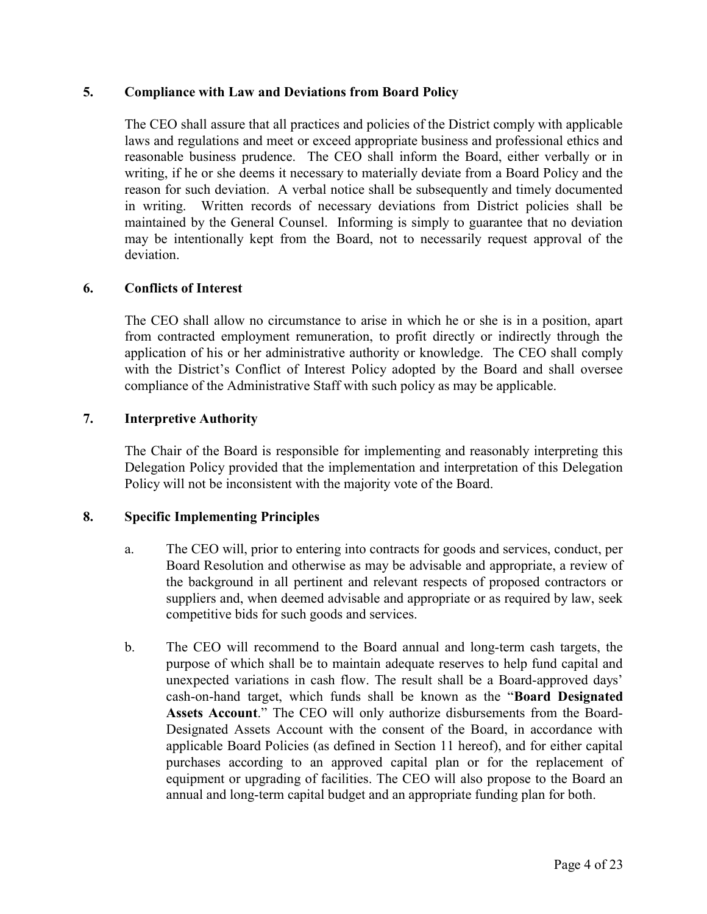## 5. Compliance with Law and Deviations from Board Policy

The CEO shall assure that all practices and policies of the District comply with applicable laws and regulations and meet or exceed appropriate business and professional ethics and reasonable business prudence. The CEO shall inform the Board, either verbally or in writing, if he or she deems it necessary to materially deviate from a Board Policy and the reason for such deviation. A verbal notice shall be subsequently and timely documented in writing. Written records of necessary deviations from District policies shall be maintained by the General Counsel. Informing is simply to guarantee that no deviation may be intentionally kept from the Board, not to necessarily request approval of the deviation.

## 6. Conflicts of Interest

The CEO shall allow no circumstance to arise in which he or she is in a position, apart from contracted employment remuneration, to profit directly or indirectly through the application of his or her administrative authority or knowledge. The CEO shall comply with the District's Conflict of Interest Policy adopted by the Board and shall oversee compliance of the Administrative Staff with such policy as may be applicable.

## 7. Interpretive Authority

The Chair of the Board is responsible for implementing and reasonably interpreting this Delegation Policy provided that the implementation and interpretation of this Delegation Policy will not be inconsistent with the majority vote of the Board.

## 8. Specific Implementing Principles

a. The CEO will, prior to entering into contracts for goods and services, conduct, per Board Resolution and otherwise as may be advisable and appropriate, a review of the background in all pertinent and relevant respects of proposed contractors or suppliers and, when deemed advisable and appropriate or as required by law, seek competitive bids for such goods and services.

b. The CEO will recommend to the Board annual and long-term cash targets, the purpose of which shall be to maintain adequate reserves to help fund capital and unexpected variations in cash flow. The result shall be a Board-approved days' cash-on-hand target, which funds shall be known as the "**Board Designated Assets Account**." The CEO will only authorize disbursements from the Board-Designated Assets Account with the consent of the Board, in accordance with applicable Board Policies (as defined in Section 11 hereof), and for either capital purchases according to an approved capital plan or for the replacement of equipment or upgrading of facilities. The CEO will also propose to the Board an annual and long-term capital budget and an appropriate funding plan for both.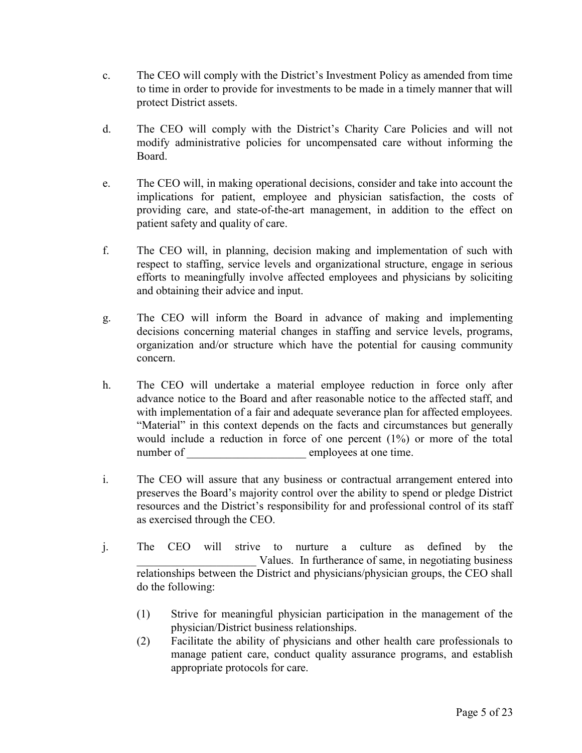c. The CEO will comply with the District's Investment Policy as amended from time to time in order to provide for investments to be made in a timely manner that will protect District assets.

d. The CEO will comply with the District's Charity Care Policies and will not modify administrative policies for uncompensated care without informing the Board.

e. The CEO will, in making operational decisions, consider and take into account the implications for patient, employee and physician satisfaction, the costs of providing care, and state-of-the-art management, in addition to the effect on patient safety and quality of care.

f. The CEO will, in planning, decision making and implementation of such with respect to staffing, service levels and organizational structure, engage in serious efforts to meaningfully involve affected employees and physicians by soliciting and obtaining their advice and input.

g. The CEO will inform the Board in advance of making and implementing decisions concerning material changes in staffing and service levels, programs, organization and/or structure which have the potential for causing community concern.

h. The CEO will undertake a material employee reduction in force only after advance notice to the Board and after reasonable notice to the affected staff, and with implementation of a fair and adequate severance plan for affected employees. "Material" in this context depends on the facts and circumstances but generally would include a reduction in force of one percent (1%) or more of the total number of _____________________ employees at one time.

i. The CEO will assure that any business or contractual arrangement entered into preserves the Board's majority control over the ability to spend or pledge District resources and the District's responsibility for and professional control of its staff as exercised through the CEO.

j. The CEO will strive to nurture a culture as defined by the _____________________ Values. In furtherance of same, in negotiating business relationships between the District and physicians/physician groups, the CEO shall do the following:

   (1) Strive for meaningful physician participation in the management of the physician/District business relationships.

   (2) Facilitate the ability of physicians and other health care professionals to manage patient care, conduct quality assurance programs, and establish appropriate protocols for care.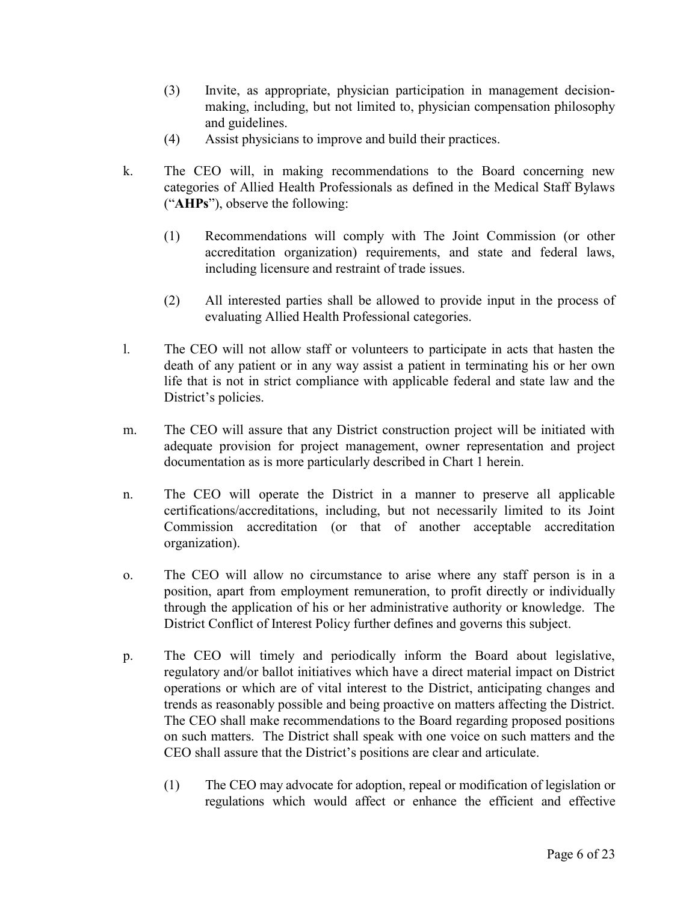(3) Invite, as appropriate, physician participation in management decision-making, including, but not limited to, physician compensation philosophy and guidelines.

(4) Assist physicians to improve and build their practices.

k. The CEO will, in making recommendations to the Board concerning new categories of Allied Health Professionals as defined in the Medical Staff Bylaws ("**AHPs**"), observe the following:

(1) Recommendations will comply with The Joint Commission (or other accreditation organization) requirements, and state and federal laws, including licensure and restraint of trade issues.

(2) All interested parties shall be allowed to provide input in the process of evaluating Allied Health Professional categories.

l. The CEO will not allow staff or volunteers to participate in acts that hasten the death of any patient or in any way assist a patient in terminating his or her own life that is not in strict compliance with applicable federal and state law and the District's policies.

m. The CEO will assure that any District construction project will be initiated with adequate provision for project management, owner representation and project documentation as is more particularly described in Chart 1 herein.

n. The CEO will operate the District in a manner to preserve all applicable certifications/accreditations, including, but not necessarily limited to its Joint Commission accreditation (or that of another acceptable accreditation organization).

o. The CEO will allow no circumstance to arise where any staff person is in a position, apart from employment remuneration, to profit directly or individually through the application of his or her administrative authority or knowledge. The District Conflict of Interest Policy further defines and governs this subject.

p. The CEO will timely and periodically inform the Board about legislative, regulatory and/or ballot initiatives which have a direct material impact on District operations or which are of vital interest to the District, anticipating changes and trends as reasonably possible and being proactive on matters affecting the District. The CEO shall make recommendations to the Board regarding proposed positions on such matters. The District shall speak with one voice on such matters and the CEO shall assure that the District's positions are clear and articulate.

(1) The CEO may advocate for adoption, repeal or modification of legislation or regulations which would affect or enhance the efficient and effective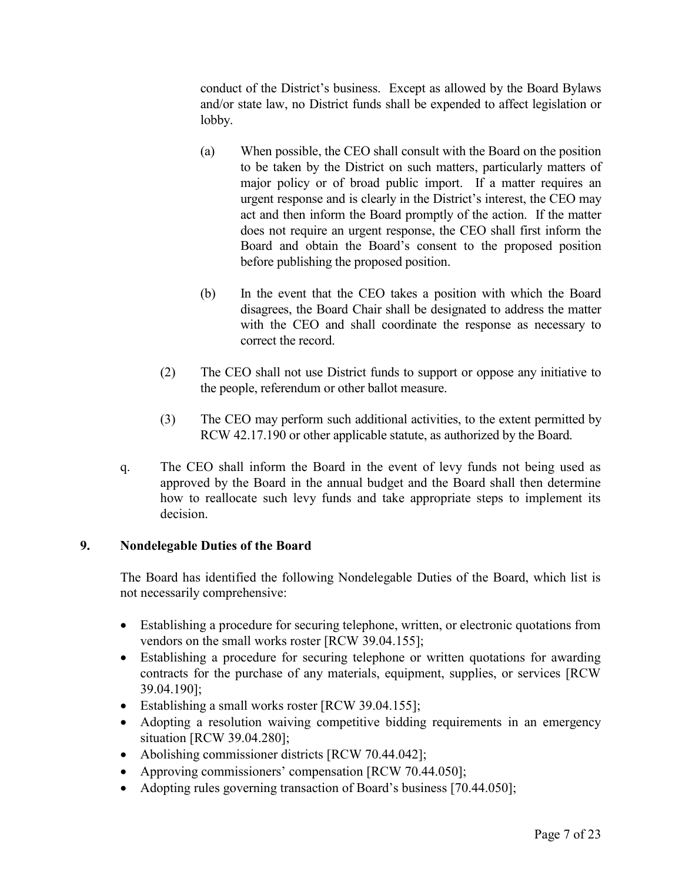conduct of the District's business. Except as allowed by the Board Bylaws and/or state law, no District funds shall be expended to affect legislation or lobby.

(a) When possible, the CEO shall consult with the Board on the position to be taken by the District on such matters, particularly matters of major policy or of broad public import. If a matter requires an urgent response and is clearly in the District's interest, the CEO may act and then inform the Board promptly of the action. If the matter does not require an urgent response, the CEO shall first inform the Board and obtain the Board's consent to the proposed position before publishing the proposed position.

(b) In the event that the CEO takes a position with which the Board disagrees, the Board Chair shall be designated to address the matter with the CEO and shall coordinate the response as necessary to correct the record.

(2) The CEO shall not use District funds to support or oppose any initiative to the people, referendum or other ballot measure.

(3) The CEO may perform such additional activities, to the extent permitted by RCW 42.17.190 or other applicable statute, as authorized by the Board.

q. The CEO shall inform the Board in the event of levy funds not being used as approved by the Board in the annual budget and the Board shall then determine how to reallocate such levy funds and take appropriate steps to implement its decision.

## 9. Nondelegable Duties of the Board

The Board has identified the following Nondelegable Duties of the Board, which list is not necessarily comprehensive:

- Establishing a procedure for securing telephone, written, or electronic quotations from vendors on the small works roster [RCW 39.04.155];
- Establishing a procedure for securing telephone or written quotations for awarding contracts for the purchase of any materials, equipment, supplies, or services [RCW 39.04.190];
- Establishing a small works roster [RCW 39.04.155];
- Adopting a resolution waiving competitive bidding requirements in an emergency situation [RCW 39.04.280];
- Abolishing commissioner districts [RCW 70.44.042];
- Approving commissioners' compensation [RCW 70.44.050];
- Adopting rules governing transaction of Board's business [70.44.050];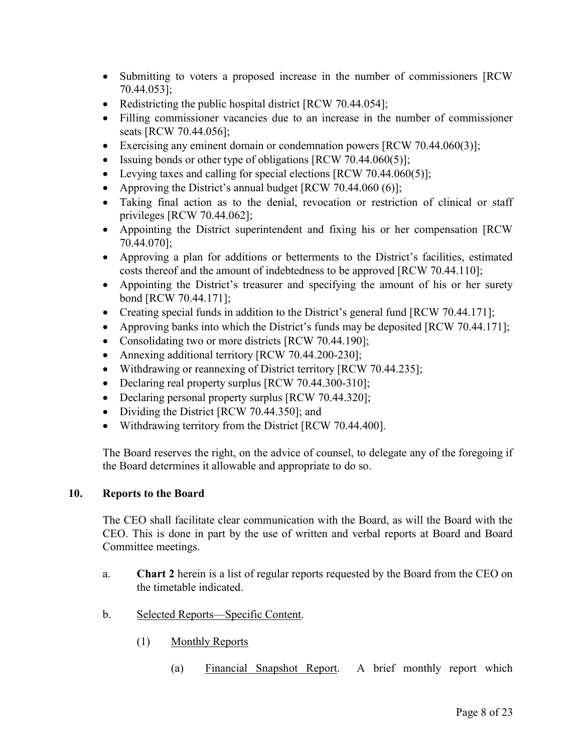- Submitting to voters a proposed increase in the number of commissioners [RCW 70.44.053];
- Redistricting the public hospital district [RCW 70.44.054];
- Filling commissioner vacancies due to an increase in the number of commissioner seats [RCW 70.44.056];
- Exercising any eminent domain or condemnation powers [RCW 70.44.060(3)];
- Issuing bonds or other type of obligations [RCW 70.44.060(5)];
- Levying taxes and calling for special elections [RCW 70.44.060(5)];
- Approving the District's annual budget [RCW 70.44.060 (6)];
- Taking final action as to the denial, revocation or restriction of clinical or staff privileges [RCW 70.44.062];
- Appointing the District superintendent and fixing his or her compensation [RCW 70.44.070];
- Approving a plan for additions or betterments to the District's facilities, estimated costs thereof and the amount of indebtedness to be approved [RCW 70.44.110];
- Appointing the District's treasurer and specifying the amount of his or her surety bond [RCW 70.44.171];
- Creating special funds in addition to the District's general fund [RCW 70.44.171];
- Approving banks into which the District's funds may be deposited [RCW 70.44.171];
- Consolidating two or more districts [RCW 70.44.190];
- Annexing additional territory [RCW 70.44.200-230];
- Withdrawing or reannexing of District territory [RCW 70.44.235];
- Declaring real property surplus [RCW 70.44.300-310];
- Declaring personal property surplus [RCW 70.44.320];
- Dividing the District [RCW 70.44.350]; and
- Withdrawing territory from the District [RCW 70.44.400].

The Board reserves the right, on the advice of counsel, to delegate any of the foregoing if the Board determines it allowable and appropriate to do so.

## 10. Reports to the Board

The CEO shall facilitate clear communication with the Board, as will the Board with the CEO. This is done in part by the use of written and verbal reports at Board and Board Committee meetings.

a. **Chart 2** herein is a list of regular reports requested by the Board from the CEO on the timetable indicated.

b. Selected Reports—Specific Content.

(1) Monthly Reports

(a) Financial Snapshot Report. A brief monthly report which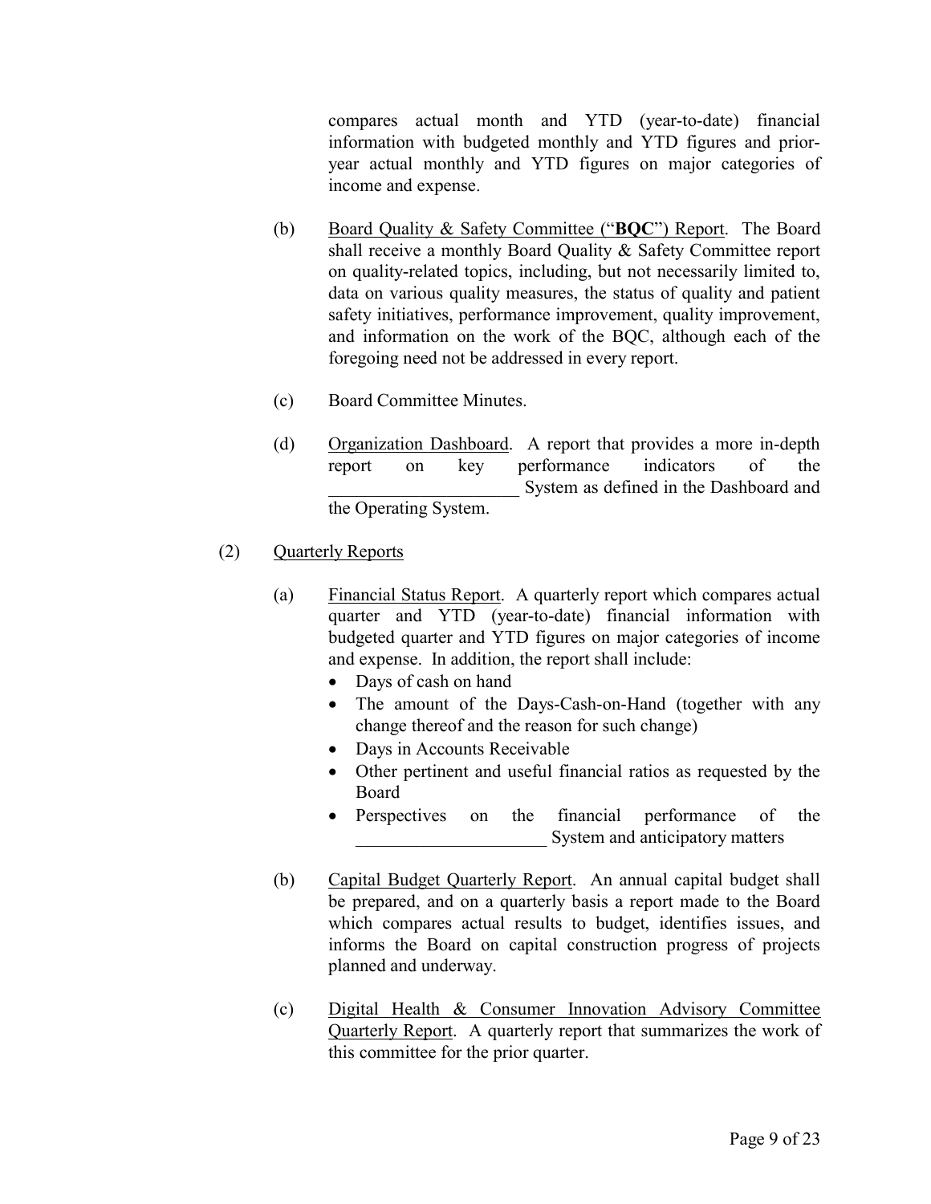compares actual month and YTD (year-to-date) financial information with budgeted monthly and YTD figures and prior-year actual monthly and YTD figures on major categories of income and expense.

(b) Board Quality & Safety Committee ("**BQC**") Report. The Board shall receive a monthly Board Quality & Safety Committee report on quality-related topics, including, but not necessarily limited to, data on various quality measures, the status of quality and patient safety initiatives, performance improvement, quality improvement, and information on the work of the BQC, although each of the foregoing need not be addressed in every report.

(c) Board Committee Minutes.

(d) Organization Dashboard. A report that provides a more in-depth report on key performance indicators of the _____________________ System as defined in the Dashboard and the Operating System.

(2) Quarterly Reports

(a) Financial Status Report. A quarterly report which compares actual quarter and YTD (year-to-date) financial information with budgeted quarter and YTD figures on major categories of income and expense. In addition, the report shall include:

- Days of cash on hand
- The amount of the Days-Cash-on-Hand (together with any change thereof and the reason for such change)
- Days in Accounts Receivable
- Other pertinent and useful financial ratios as requested by the Board
- Perspectives on the financial performance of the _____________________ System and anticipatory matters

(b) Capital Budget Quarterly Report. An annual capital budget shall be prepared, and on a quarterly basis a report made to the Board which compares actual results to budget, identifies issues, and informs the Board on capital construction progress of projects planned and underway.

(c) Digital Health & Consumer Innovation Advisory Committee Quarterly Report. A quarterly report that summarizes the work of this committee for the prior quarter.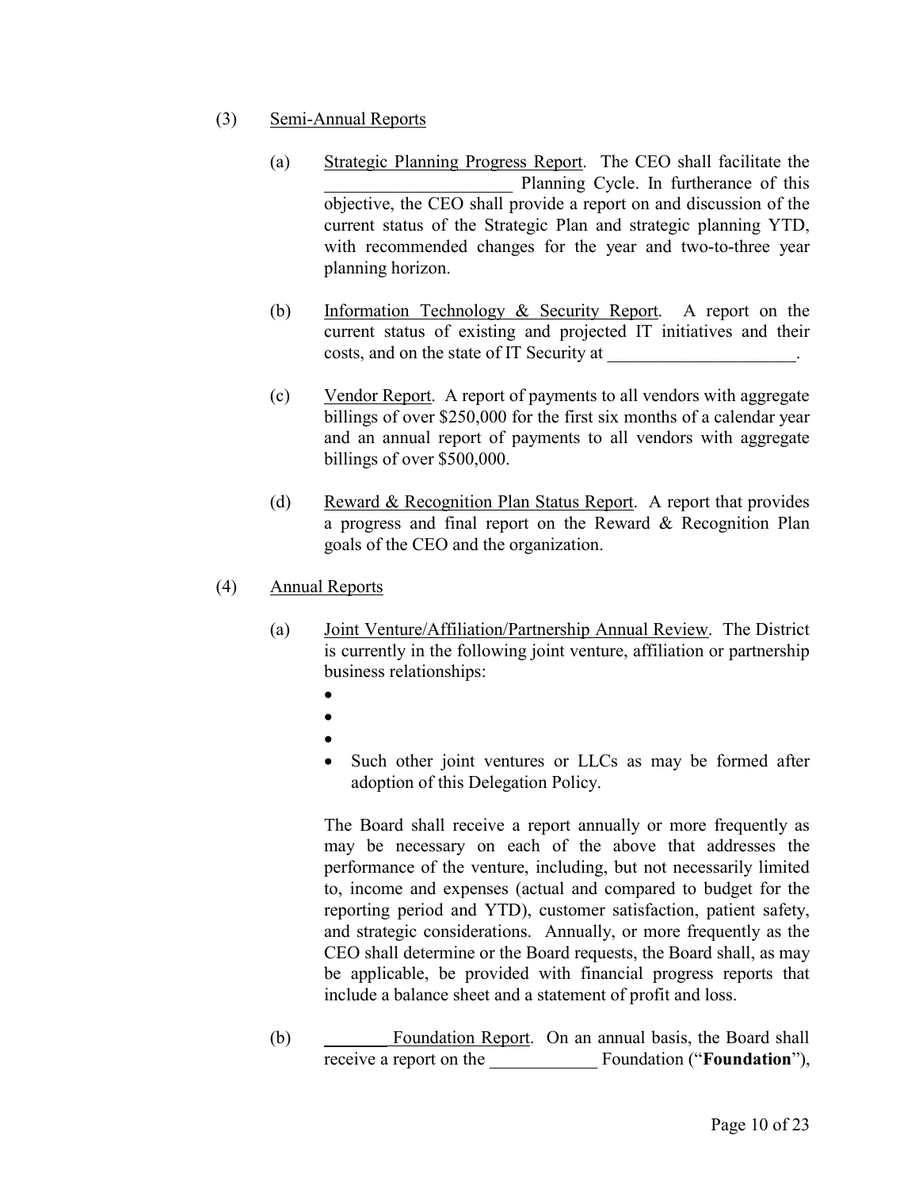(3) Semi-Annual Reports

(a) Strategic Planning Progress Report. The CEO shall facilitate the _____________________ Planning Cycle. In furtherance of this objective, the CEO shall provide a report on and discussion of the current status of the Strategic Plan and strategic planning YTD, with recommended changes for the year and two-to-three year planning horizon.

(b) Information Technology & Security Report. A report on the current status of existing and projected IT initiatives and their costs, and on the state of IT Security at _____________________.

(c) Vendor Report. A report of payments to all vendors with aggregate billings of over $250,000 for the first six months of a calendar year and an annual report of payments to all vendors with aggregate billings of over $500,000.

(d) Reward & Recognition Plan Status Report. A report that provides a progress and final report on the Reward & Recognition Plan goals of the CEO and the organization.

(4) Annual Reports

(a) Joint Venture/Affiliation/Partnership Annual Review. The District is currently in the following joint venture, affiliation or partnership business relationships:

- 
- 
- 
- Such other joint ventures or LLCs as may be formed after adoption of this Delegation Policy.

The Board shall receive a report annually or more frequently as may be necessary on each of the above that addresses the performance of the venture, including, but not necessarily limited to, income and expenses (actual and compared to budget for the reporting period and YTD), customer satisfaction, patient safety, and strategic considerations. Annually, or more frequently as the CEO shall determine or the Board requests, the Board shall, as may be applicable, be provided with financial progress reports that include a balance sheet and a statement of profit and loss.

(b) _______ Foundation Report. On an annual basis, the Board shall receive a report on the ____________ Foundation ("**Foundation**"),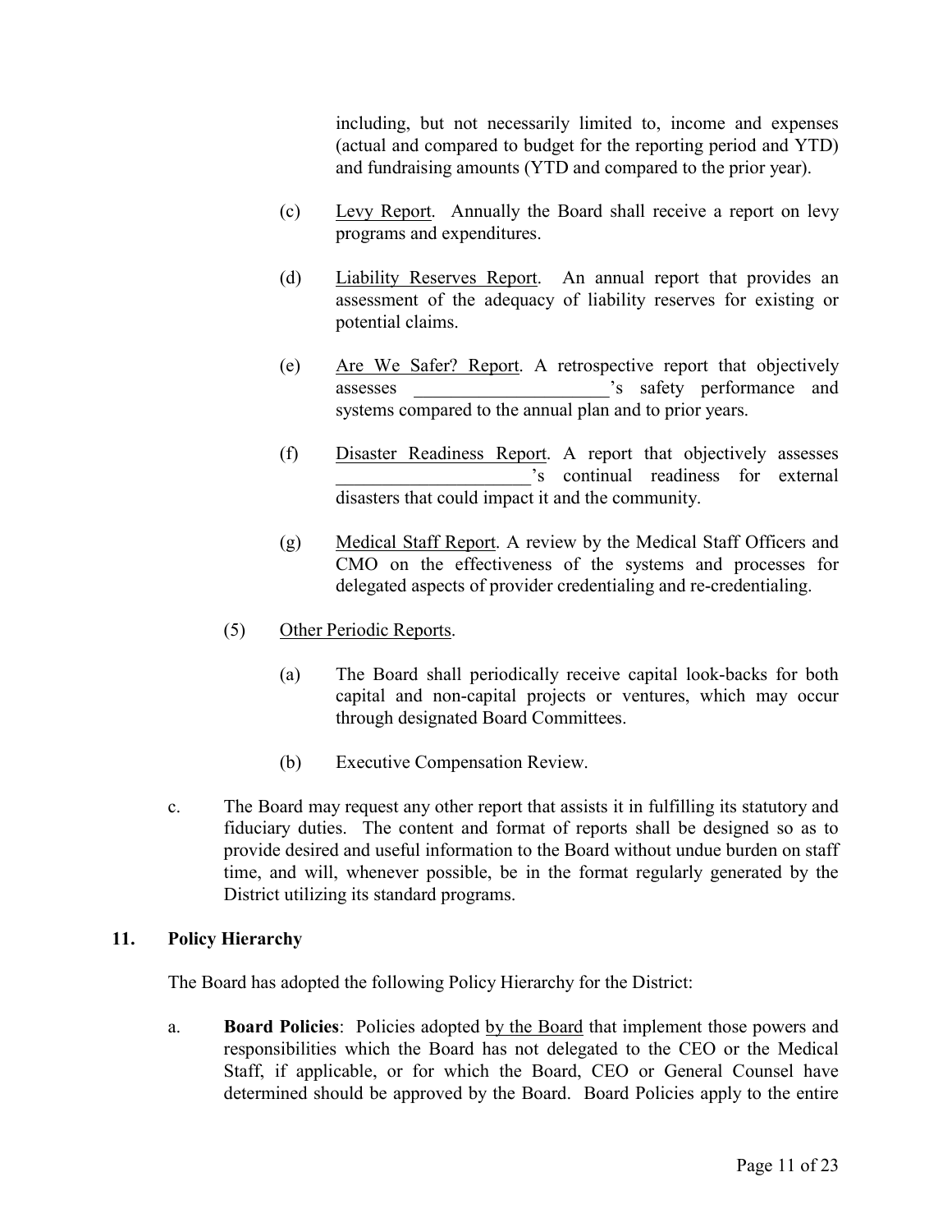including, but not necessarily limited to, income and expenses (actual and compared to budget for the reporting period and YTD) and fundraising amounts (YTD and compared to the prior year).

(c) Levy Report. Annually the Board shall receive a report on levy programs and expenditures.

(d) Liability Reserves Report. An annual report that provides an assessment of the adequacy of liability reserves for existing or potential claims.

(e) Are We Safer? Report. A retrospective report that objectively assesses ______________________'s safety performance and systems compared to the annual plan and to prior years.

(f) Disaster Readiness Report. A report that objectively assesses ______________________'s continual readiness for external disasters that could impact it and the community.

(g) Medical Staff Report. A review by the Medical Staff Officers and CMO on the effectiveness of the systems and processes for delegated aspects of provider credentialing and re-credentialing.

(5) Other Periodic Reports.

(a) The Board shall periodically receive capital look-backs for both capital and non-capital projects or ventures, which may occur through designated Board Committees.

(b) Executive Compensation Review.

c. The Board may request any other report that assists it in fulfilling its statutory and fiduciary duties. The content and format of reports shall be designed so as to provide desired and useful information to the Board without undue burden on staff time, and will, whenever possible, be in the format regularly generated by the District utilizing its standard programs.

## 11. Policy Hierarchy

The Board has adopted the following Policy Hierarchy for the District:

a. **Board Policies**: Policies adopted by the Board that implement those powers and responsibilities which the Board has not delegated to the CEO or the Medical Staff, if applicable, or for which the Board, CEO or General Counsel have determined should be approved by the Board. Board Policies apply to the entire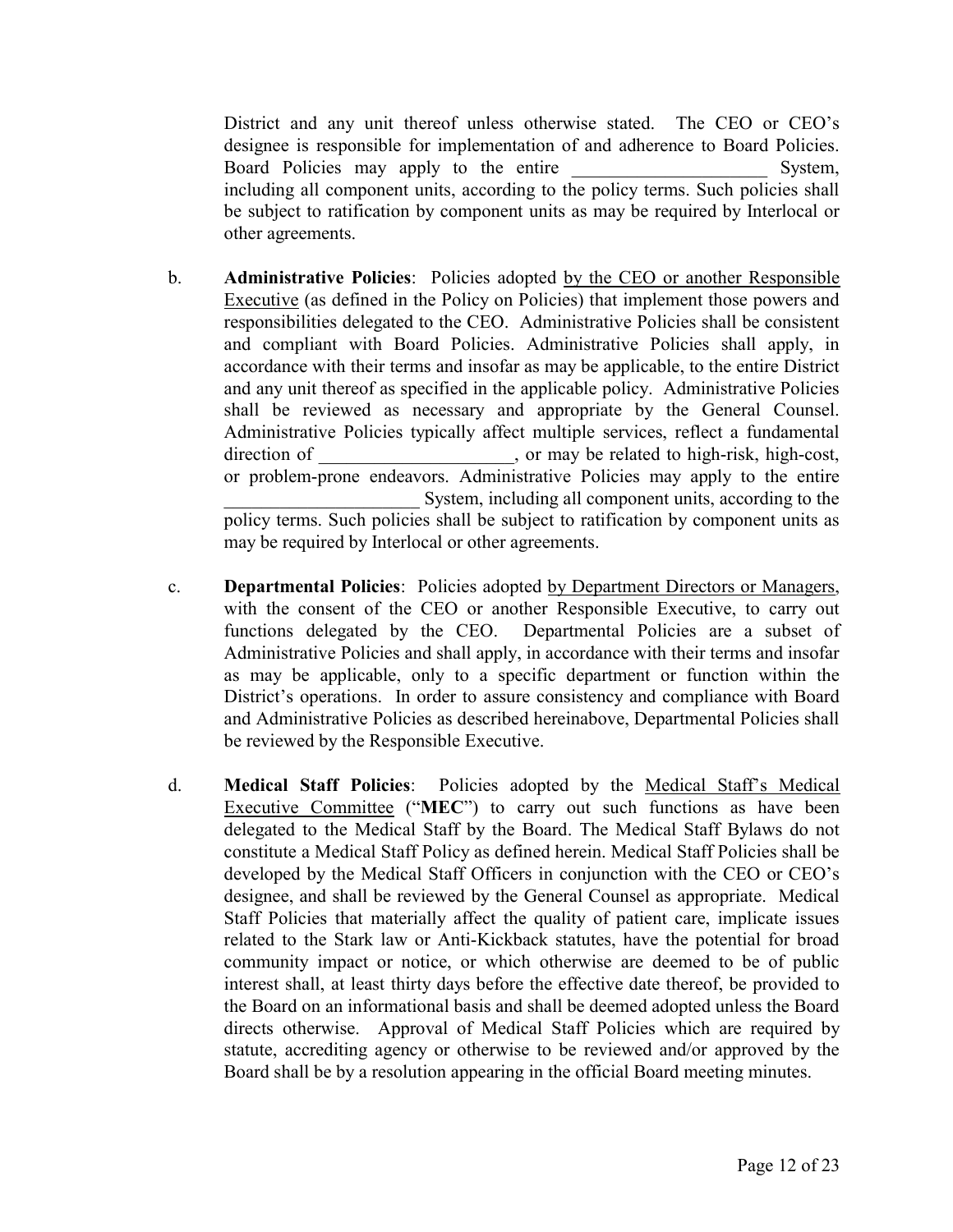District and any unit thereof unless otherwise stated. The CEO or CEO's designee is responsible for implementation of and adherence to Board Policies. Board Policies may apply to the entire _____________________ System, including all component units, according to the policy terms. Such policies shall be subject to ratification by component units as may be required by Interlocal or other agreements.

b. **Administrative Policies**: Policies adopted <u>by the CEO or another Responsible Executive</u> (as defined in the Policy on Policies) that implement those powers and responsibilities delegated to the CEO. Administrative Policies shall be consistent and compliant with Board Policies. Administrative Policies shall apply, in accordance with their terms and insofar as may be applicable, to the entire District and any unit thereof as specified in the applicable policy. Administrative Policies shall be reviewed as necessary and appropriate by the General Counsel. Administrative Policies typically affect multiple services, reflect a fundamental direction of _____________________, or may be related to high-risk, high-cost, or problem-prone endeavors. Administrative Policies may apply to the entire _____________________ System, including all component units, according to the policy terms. Such policies shall be subject to ratification by component units as may be required by Interlocal or other agreements.

c. **Departmental Policies**: Policies adopted <u>by Department Directors or Managers</u>, with the consent of the CEO or another Responsible Executive, to carry out functions delegated by the CEO. Departmental Policies are a subset of Administrative Policies and shall apply, in accordance with their terms and insofar as may be applicable, only to a specific department or function within the District's operations. In order to assure consistency and compliance with Board and Administrative Policies as described hereinabove, Departmental Policies shall be reviewed by the Responsible Executive.

d. **Medical Staff Policies**: Policies adopted by the <u>Medical Staff's Medical Executive Committee</u> ("**MEC**") to carry out such functions as have been delegated to the Medical Staff by the Board. The Medical Staff Bylaws do not constitute a Medical Staff Policy as defined herein. Medical Staff Policies shall be developed by the Medical Staff Officers in conjunction with the CEO or CEO's designee, and shall be reviewed by the General Counsel as appropriate. Medical Staff Policies that materially affect the quality of patient care, implicate issues related to the Stark law or Anti-Kickback statutes, have the potential for broad community impact or notice, or which otherwise are deemed to be of public interest shall, at least thirty days before the effective date thereof, be provided to the Board on an informational basis and shall be deemed adopted unless the Board directs otherwise. Approval of Medical Staff Policies which are required by statute, accrediting agency or otherwise to be reviewed and/or approved by the Board shall be by a resolution appearing in the official Board meeting minutes.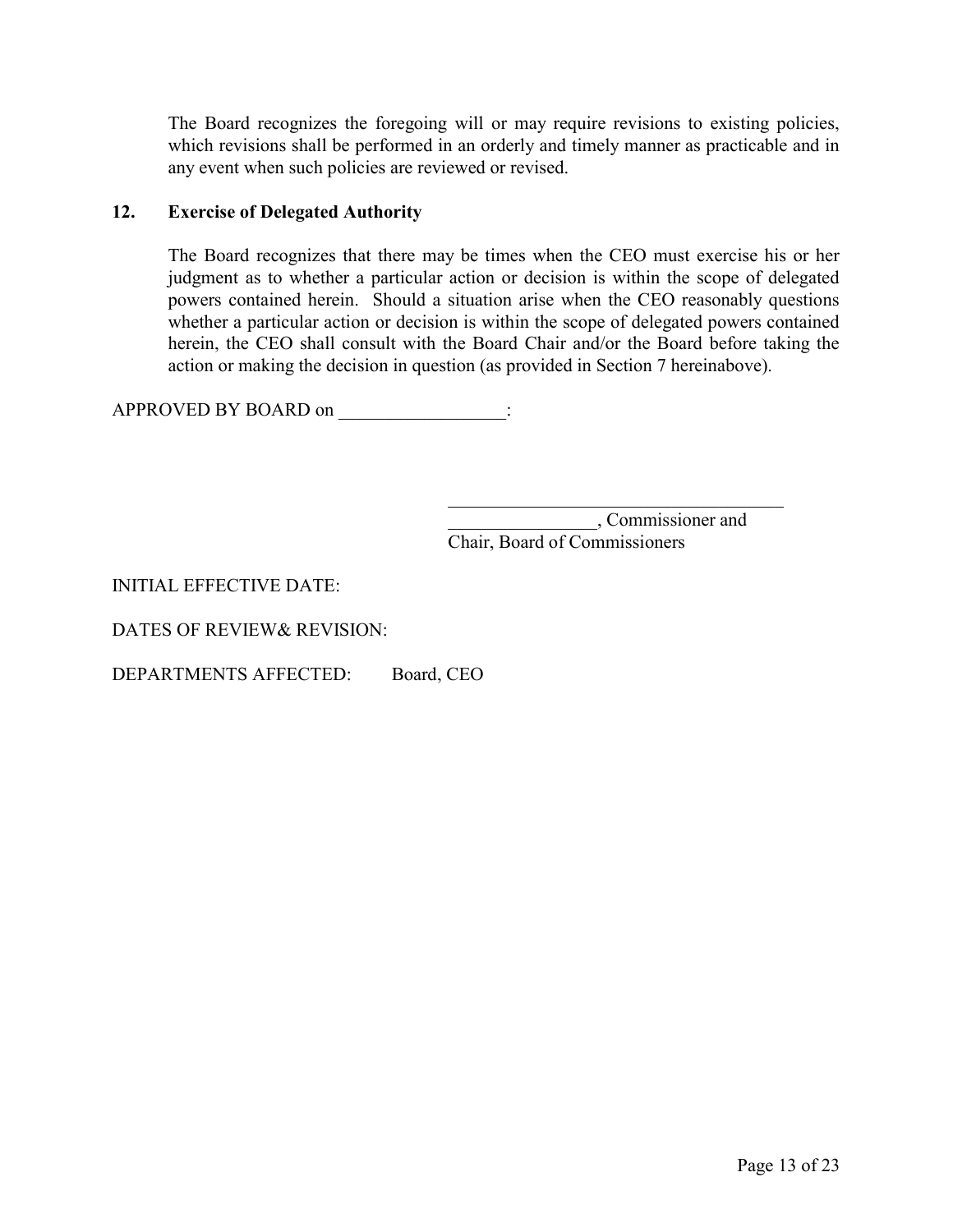The Board recognizes the foregoing will or may require revisions to existing policies, which revisions shall be performed in an orderly and timely manner as practicable and in any event when such policies are reviewed or revised.

## 12. Exercise of Delegated Authority

The Board recognizes that there may be times when the CEO must exercise his or her judgment as to whether a particular action or decision is within the scope of delegated powers contained herein. Should a situation arise when the CEO reasonably questions whether a particular action or decision is within the scope of delegated powers contained herein, the CEO shall consult with the Board Chair and/or the Board before taking the action or making the decision in question (as provided in Section 7 hereinabove).

APPROVED BY BOARD on __________________:

_____________________________________
________________, Commissioner and
Chair, Board of Commissioners

INITIAL EFFECTIVE DATE:

DATES OF REVIEW& REVISION:

DEPARTMENTS AFFECTED: Board, CEO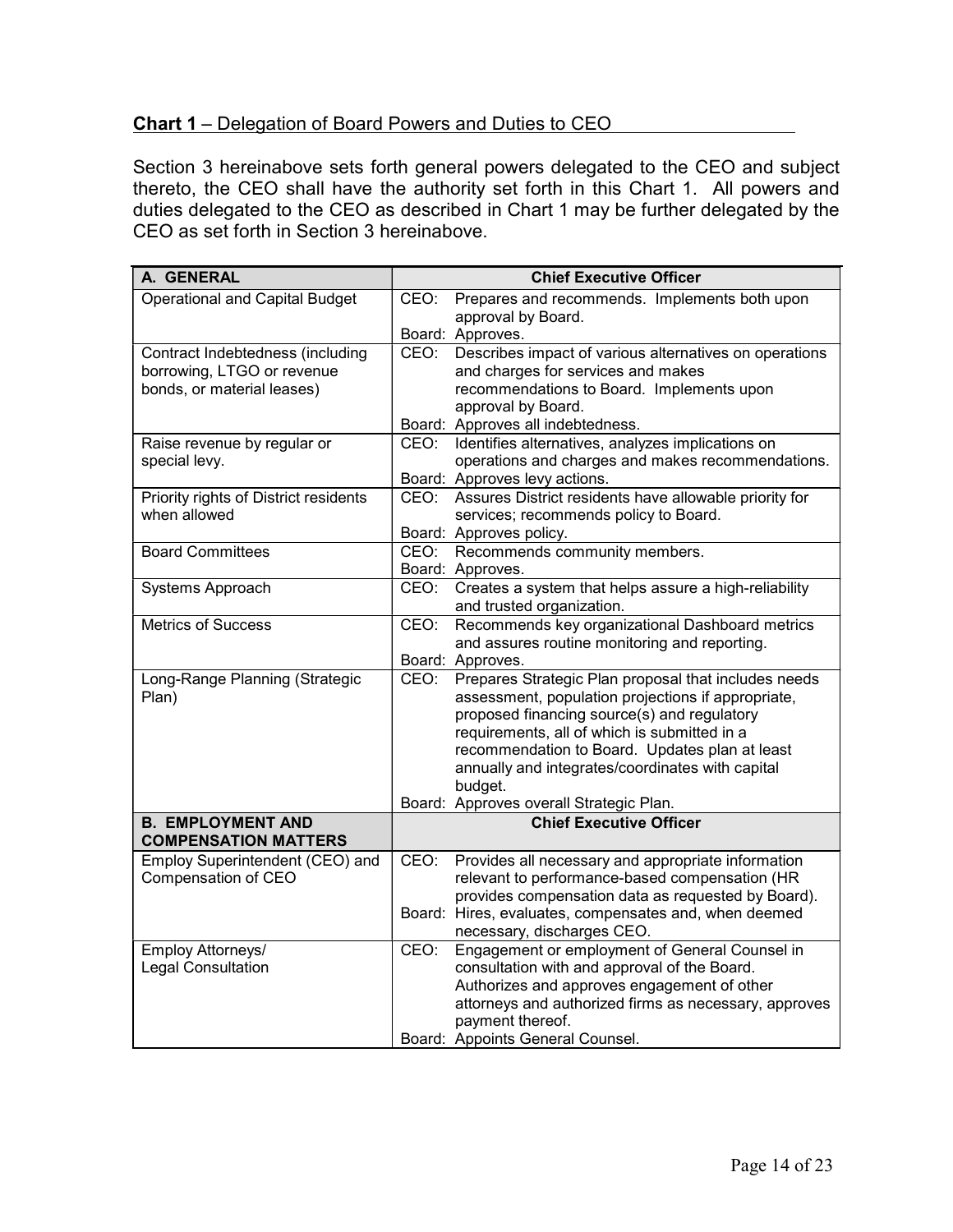**Chart 1** – Delegation of Board Powers and Duties to CEO

Section 3 hereinabove sets forth general powers delegated to the CEO and subject thereto, the CEO shall have the authority set forth in this Chart 1. All powers and duties delegated to the CEO as described in Chart 1 may be further delegated by the CEO as set forth in Section 3 hereinabove.

| **A. GENERAL** | **Chief Executive Officer** |
|---|---|
| Operational and Capital Budget | CEO: Prepares and recommends. Implements both upon approval by Board.<br>Board: Approves. |
| Contract Indebtedness (including borrowing, LTGO or revenue bonds, or material leases) | CEO: Describes impact of various alternatives on operations and charges for services and makes recommendations to Board. Implements upon approval by Board.<br>Board: Approves all indebtedness. |
| Raise revenue by regular or special levy. | CEO: Identifies alternatives, analyzes implications on operations and charges and makes recommendations.<br>Board: Approves levy actions. |
| Priority rights of District residents when allowed | CEO: Assures District residents have allowable priority for services; recommends policy to Board.<br>Board: Approves policy. |
| Board Committees | CEO: Recommends community members.<br>Board: Approves. |
| Systems Approach | CEO: Creates a system that helps assure a high-reliability and trusted organization. |
| Metrics of Success | CEO: Recommends key organizational Dashboard metrics and assures routine monitoring and reporting.<br>Board: Approves. |
| Long-Range Planning (Strategic Plan) | CEO: Prepares Strategic Plan proposal that includes needs assessment, population projections if appropriate, proposed financing source(s) and regulatory requirements, all of which is submitted in a recommendation to Board. Updates plan at least annually and integrates/coordinates with capital budget.<br>Board: Approves overall Strategic Plan. |
| **B. EMPLOYMENT AND COMPENSATION MATTERS** | **Chief Executive Officer** |
| Employ Superintendent (CEO) and Compensation of CEO | CEO: Provides all necessary and appropriate information relevant to performance-based compensation (HR provides compensation data as requested by Board).<br>Board: Hires, evaluates, compensates and, when deemed necessary, discharges CEO. |
| Employ Attorneys/<br>Legal Consultation | CEO: Engagement or employment of General Counsel in consultation with and approval of the Board. Authorizes and approves engagement of other attorneys and authorized firms as necessary, approves payment thereof.<br>Board: Appoints General Counsel. |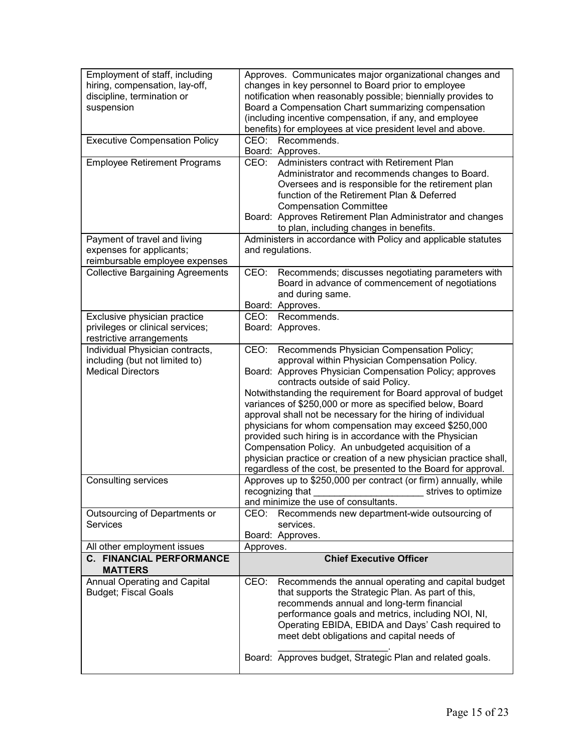| | |
|---|---|
| Employment of staff, including hiring, compensation, lay-off, discipline, termination or suspension | Approves. Communicates major organizational changes and changes in key personnel to Board prior to employee notification when reasonably possible; biennially provides to Board a Compensation Chart summarizing compensation (including incentive compensation, if any, and employee benefits) for employees at vice president level and above. |
| Executive Compensation Policy | CEO: Recommends.<br>Board: Approves. |
| Employee Retirement Programs | CEO: Administers contract with Retirement Plan Administrator and recommends changes to Board. Oversees and is responsible for the retirement plan function of the Retirement Plan & Deferred Compensation Committee<br>Board: Approves Retirement Plan Administrator and changes to plan, including changes in benefits. |
| Payment of travel and living expenses for applicants; reimbursable employee expenses | Administers in accordance with Policy and applicable statutes and regulations. |
| Collective Bargaining Agreements | CEO: Recommends; discusses negotiating parameters with Board in advance of commencement of negotiations and during same.<br>Board: Approves. |
| Exclusive physician practice privileges or clinical services; restrictive arrangements | CEO: Recommends.<br>Board: Approves. |
| Individual Physician contracts, including (but not limited to) Medical Directors | CEO: Recommends Physician Compensation Policy; approval within Physician Compensation Policy.<br>Board: Approves Physician Compensation Policy; approves contracts outside of said Policy.<br>Notwithstanding the requirement for Board approval of budget variances of $250,000 or more as specified below, Board approval shall not be necessary for the hiring of individual physicians for whom compensation may exceed $250,000 provided such hiring is in accordance with the Physician Compensation Policy. An unbudgeted acquisition of a physician practice or creation of a new physician practice shall, regardless of the cost, be presented to the Board for approval. |
| Consulting services | Approves up to $250,000 per contract (or firm) annually, while recognizing that ____________________ strives to optimize and minimize the use of consultants. |
| Outsourcing of Departments or Services | CEO: Recommends new department-wide outsourcing of services.<br>Board: Approves. |
| All other employment issues | Approves. |
| **C. FINANCIAL PERFORMANCE MATTERS** | **Chief Executive Officer** |
| Annual Operating and Capital Budget; Fiscal Goals | CEO: Recommends the annual operating and capital budget that supports the Strategic Plan. As part of this, recommends annual and long-term financial performance goals and metrics, including NOI, NI, Operating EBIDA, EBIDA and Days' Cash required to meet debt obligations and capital needs of ____________________.<br>Board: Approves budget, Strategic Plan and related goals. |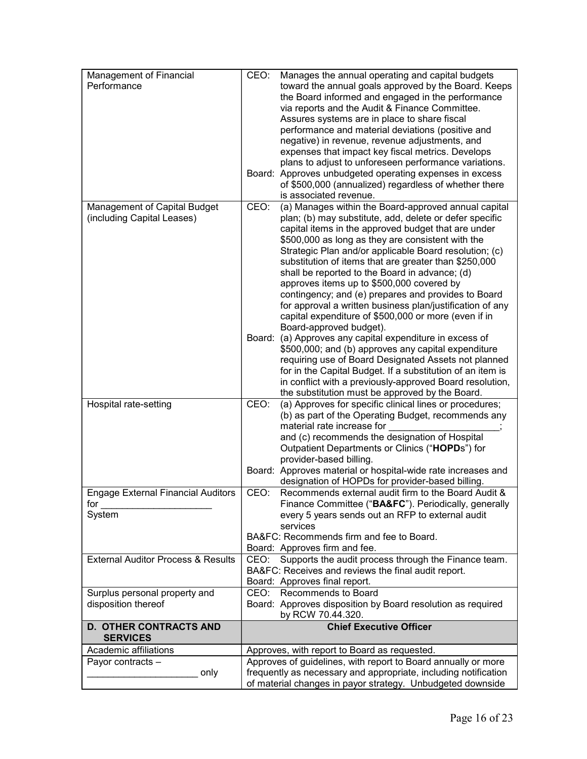| | |
|---|---|
| Management of Financial Performance | CEO: Manages the annual operating and capital budgets toward the annual goals approved by the Board. Keeps the Board informed and engaged in the performance via reports and the Audit & Finance Committee. Assures systems are in place to share fiscal performance and material deviations (positive and negative) in revenue, revenue adjustments, and expenses that impact key fiscal metrics. Develops plans to adjust to unforeseen performance variations.<br>Board: Approves unbudgeted operating expenses in excess of $500,000 (annualized) regardless of whether there is associated revenue. |
| Management of Capital Budget (including Capital Leases) | CEO: (a) Manages within the Board-approved annual capital plan; (b) may substitute, add, delete or defer specific capital items in the approved budget that are under $500,000 as long as they are consistent with the Strategic Plan and/or applicable Board resolution; (c) substitution of items that are greater than $250,000 shall be reported to the Board in advance; (d) approves items up to $500,000 covered by contingency; and (e) prepares and provides to Board for approval a written business plan/justification of any capital expenditure of $500,000 or more (even if in Board-approved budget).<br>Board: (a) Approves any capital expenditure in excess of $500,000; and (b) approves any capital expenditure requiring use of Board Designated Assets not planned for in the Capital Budget. If a substitution of an item is in conflict with a previously-approved Board resolution, the substitution must be approved by the Board. |
| Hospital rate-setting | CEO: (a) Approves for specific clinical lines or procedures; (b) as part of the Operating Budget, recommends any material rate increase for _____________________; and (c) recommends the designation of Hospital Outpatient Departments or Clinics ("**HOPD**s") for provider-based billing.<br>Board: Approves material or hospital-wide rate increases and designation of HOPDs for provider-based billing. |
| Engage External Financial Auditors for _____________________ System | CEO: Recommends external audit firm to the Board Audit & Finance Committee ("**BA&FC**"). Periodically, generally every 5 years sends out an RFP to external audit services<br>BA&FC: Recommends firm and fee to Board.<br>Board: Approves firm and fee. |
| External Auditor Process & Results | CEO: Supports the audit process through the Finance team.<br>BA&FC: Receives and reviews the final audit report.<br>Board: Approves final report. |
| Surplus personal property and disposition thereof | CEO: Recommends to Board<br>Board: Approves disposition by Board resolution as required by RCW 70.44.320. |
| **D. OTHER CONTRACTS AND SERVICES** | **Chief Executive Officer** |
| Academic affiliations | Approves, with report to Board as requested. |
| Payor contracts – _____________________ only | Approves of guidelines, with report to Board annually or more frequently as necessary and appropriate, including notification of material changes in payor strategy. Unbudgeted downside |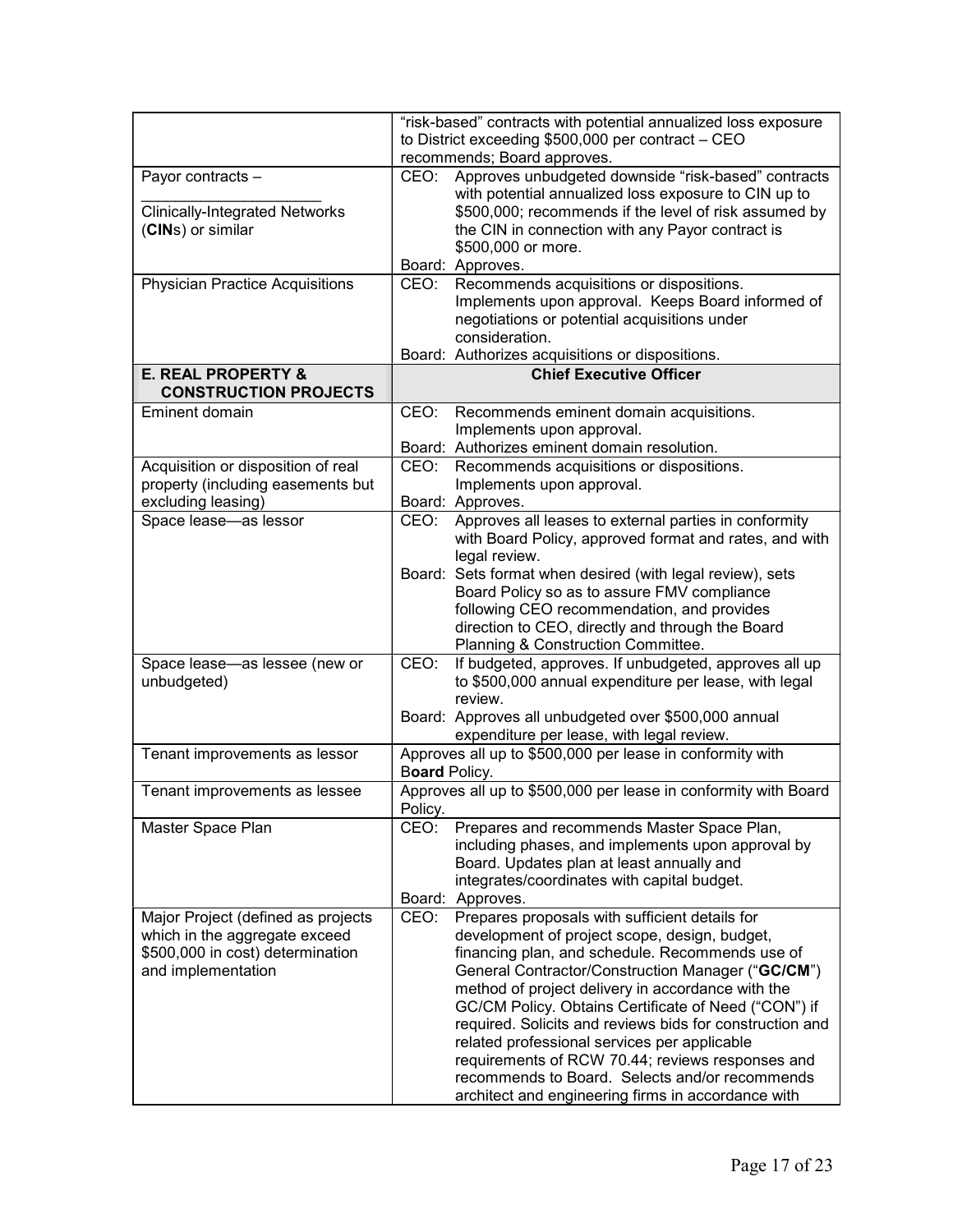| | |
|---|---|
| | "risk-based" contracts with potential annualized loss exposure to District exceeding $500,000 per contract – CEO recommends; Board approves. |
| Payor contracts – <br>\_\_\_\_\_\_\_\_\_\_\_\_\_\_\_\_\_\_\_\_\_\_ <br>Clinically-Integrated Networks (**CIN**s) or similar | CEO: Approves unbudgeted downside "risk-based" contracts with potential annualized loss exposure to CIN up to $500,000; recommends if the level of risk assumed by the CIN in connection with any Payor contract is $500,000 or more.<br>Board: Approves. |
| Physician Practice Acquisitions | CEO: Recommends acquisitions or dispositions. Implements upon approval. Keeps Board informed of negotiations or potential acquisitions under consideration.<br>Board: Authorizes acquisitions or dispositions. |
| **E. REAL PROPERTY & CONSTRUCTION PROJECTS** | **Chief Executive Officer** |
| Eminent domain | CEO: Recommends eminent domain acquisitions. Implements upon approval.<br>Board: Authorizes eminent domain resolution. |
| Acquisition or disposition of real property (including easements but excluding leasing) | CEO: Recommends acquisitions or dispositions. Implements upon approval.<br>Board: Approves. |
| Space lease—as lessor | CEO: Approves all leases to external parties in conformity with Board Policy, approved format and rates, and with legal review.<br>Board: Sets format when desired (with legal review), sets Board Policy so as to assure FMV compliance following CEO recommendation, and provides direction to CEO, directly and through the Board Planning & Construction Committee. |
| Space lease—as lessee (new or unbudgeted) | CEO: If budgeted, approves. If unbudgeted, approves all up to $500,000 annual expenditure per lease, with legal review.<br>Board: Approves all unbudgeted over $500,000 annual expenditure per lease, with legal review. |
| Tenant improvements as lessor | Approves all up to $500,000 per lease in conformity with B**oard** Policy. |
| Tenant improvements as lessee | Approves all up to $500,000 per lease in conformity with Board Policy. |
| Master Space Plan | CEO: Prepares and recommends Master Space Plan, including phases, and implements upon approval by Board. Updates plan at least annually and integrates/coordinates with capital budget.<br>Board: Approves. |
| Major Project (defined as projects which in the aggregate exceed $500,000 in cost) determination and implementation | CEO: Prepares proposals with sufficient details for development of project scope, design, budget, financing plan, and schedule. Recommends use of General Contractor/Construction Manager ("**GC/CM**") method of project delivery in accordance with the GC/CM Policy. Obtains Certificate of Need ("CON") if required. Solicits and reviews bids for construction and related professional services per applicable requirements of RCW 70.44; reviews responses and recommends to Board. Selects and/or recommends architect and engineering firms in accordance with |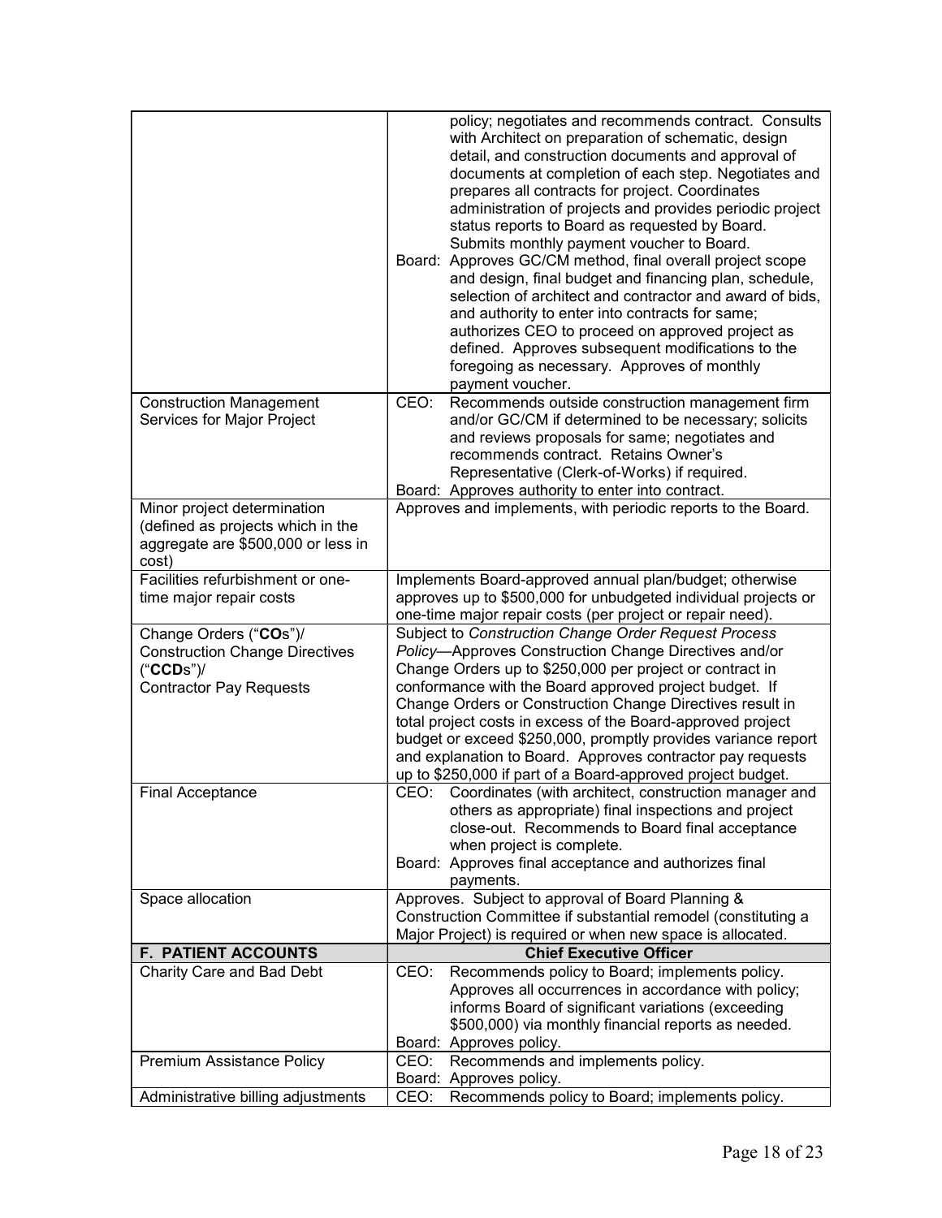| | |
|---|---|
| | policy; negotiates and recommends contract. Consults with Architect on preparation of schematic, design detail, and construction documents and approval of documents at completion of each step. Negotiates and prepares all contracts for project. Coordinates administration of projects and provides periodic project status reports to Board as requested by Board. Submits monthly payment voucher to Board.<br>Board: Approves GC/CM method, final overall project scope and design, final budget and financing plan, schedule, selection of architect and contractor and award of bids, and authority to enter into contracts for same; authorizes CEO to proceed on approved project as defined. Approves subsequent modifications to the foregoing as necessary. Approves of monthly payment voucher. |
| Construction Management Services for Major Project | CEO: Recommends outside construction management firm and/or GC/CM if determined to be necessary; solicits and reviews proposals for same; negotiates and recommends contract. Retains Owner's Representative (Clerk-of-Works) if required.<br>Board: Approves authority to enter into contract. |
| Minor project determination (defined as projects which in the aggregate are $500,000 or less in cost) | Approves and implements, with periodic reports to the Board. |
| Facilities refurbishment or one-time major repair costs | Implements Board-approved annual plan/budget; otherwise approves up to $500,000 for unbudgeted individual projects or one-time major repair costs (per project or repair need). |
| Change Orders ("**CO**s")/ Construction Change Directives ("**CCD**s")/ Contractor Pay Requests | Subject to *Construction Change Order Request Process Policy*—Approves Construction Change Directives and/or Change Orders up to $250,000 per project or contract in conformance with the Board approved project budget. If Change Orders or Construction Change Directives result in total project costs in excess of the Board-approved project budget or exceed $250,000, promptly provides variance report and explanation to Board. Approves contractor pay requests up to $250,000 if part of a Board-approved project budget. |
| Final Acceptance | CEO: Coordinates (with architect, construction manager and others as appropriate) final inspections and project close-out. Recommends to Board final acceptance when project is complete.<br>Board: Approves final acceptance and authorizes final payments. |
| Space allocation | Approves. Subject to approval of Board Planning & Construction Committee if substantial remodel (constituting a Major Project) is required or when new space is allocated. |
| **F. PATIENT ACCOUNTS** | **Chief Executive Officer** |
| Charity Care and Bad Debt | CEO: Recommends policy to Board; implements policy. Approves all occurrences in accordance with policy; informs Board of significant variations (exceeding $500,000) via monthly financial reports as needed.<br>Board: Approves policy. |
| Premium Assistance Policy | CEO: Recommends and implements policy.<br>Board: Approves policy. |
| Administrative billing adjustments | CEO: Recommends policy to Board; implements policy. |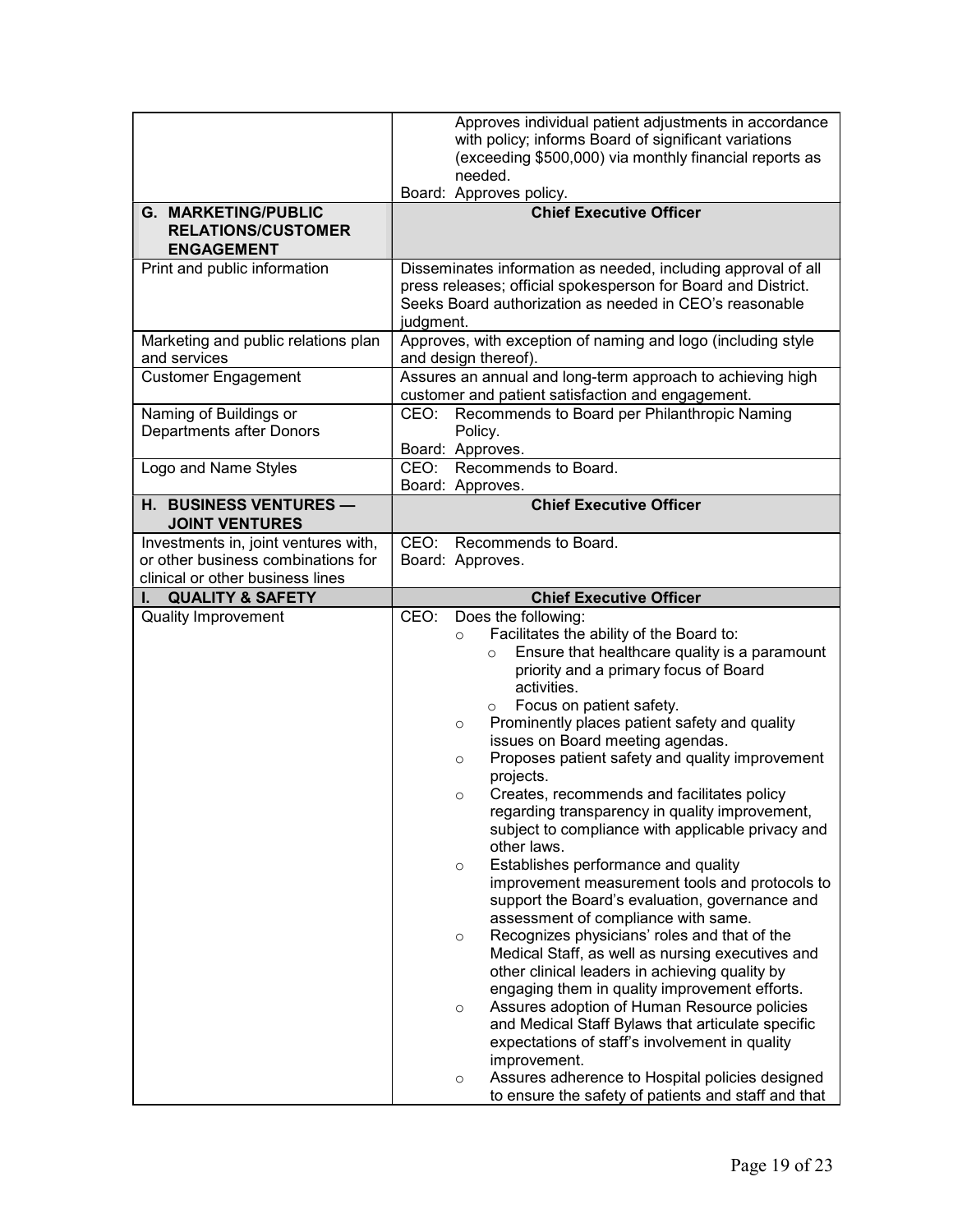| | |
|---|---|
| | Approves individual patient adjustments in accordance with policy; informs Board of significant variations (exceeding $500,000) via monthly financial reports as needed.<br>Board: Approves policy. |
| **G. MARKETING/PUBLIC RELATIONS/CUSTOMER ENGAGEMENT** | **Chief Executive Officer** |
| Print and public information | Disseminates information as needed, including approval of all press releases; official spokesperson for Board and District. Seeks Board authorization as needed in CEO's reasonable judgment. |
| Marketing and public relations plan and services | Approves, with exception of naming and logo (including style and design thereof). |
| Customer Engagement | Assures an annual and long-term approach to achieving high customer and patient satisfaction and engagement. |
| Naming of Buildings or Departments after Donors | CEO: Recommends to Board per Philanthropic Naming Policy.<br>Board: Approves. |
| Logo and Name Styles | CEO: Recommends to Board.<br>Board: Approves. |
| **H. BUSINESS VENTURES — JOINT VENTURES** | **Chief Executive Officer** |
| Investments in, joint ventures with, or other business combinations for clinical or other business lines | CEO: Recommends to Board.<br>Board: Approves. |
| **I. QUALITY & SAFETY** | **Chief Executive Officer** |
| Quality Improvement | CEO: Does the following:<br>○ Facilitates the ability of the Board to:<br>&nbsp;&nbsp;&nbsp;&nbsp;○ Ensure that healthcare quality is a paramount priority and a primary focus of Board activities.<br>&nbsp;&nbsp;&nbsp;&nbsp;○ Focus on patient safety.<br>○ Prominently places patient safety and quality issues on Board meeting agendas.<br>○ Proposes patient safety and quality improvement projects.<br>○ Creates, recommends and facilitates policy regarding transparency in quality improvement, subject to compliance with applicable privacy and other laws.<br>○ Establishes performance and quality improvement measurement tools and protocols to support the Board's evaluation, governance and assessment of compliance with same.<br>○ Recognizes physicians' roles and that of the Medical Staff, as well as nursing executives and other clinical leaders in achieving quality by engaging them in quality improvement efforts.<br>○ Assures adoption of Human Resource policies and Medical Staff Bylaws that articulate specific expectations of staff's involvement in quality improvement.<br>○ Assures adherence to Hospital policies designed to ensure the safety of patients and staff and that |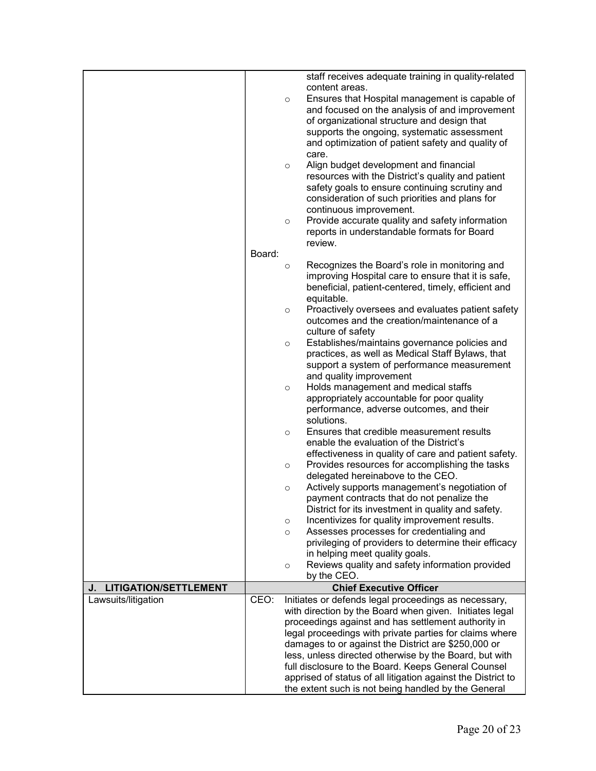| | |
|---|---|
| | staff receives adequate training in quality-related content areas.<br>○ Ensures that Hospital management is capable of and focused on the analysis of and improvement of organizational structure and design that supports the ongoing, systematic assessment and optimization of patient safety and quality of care.<br>○ Align budget development and financial resources with the District's quality and patient safety goals to ensure continuing scrutiny and consideration of such priorities and plans for continuous improvement.<br>○ Provide accurate quality and safety information reports in understandable formats for Board review.<br>Board:<br>○ Recognizes the Board's role in monitoring and improving Hospital care to ensure that it is safe, beneficial, patient-centered, timely, efficient and equitable.<br>○ Proactively oversees and evaluates patient safety outcomes and the creation/maintenance of a culture of safety<br>○ Establishes/maintains governance policies and practices, as well as Medical Staff Bylaws, that support a system of performance measurement and quality improvement<br>○ Holds management and medical staffs appropriately accountable for poor quality performance, adverse outcomes, and their solutions.<br>○ Ensures that credible measurement results enable the evaluation of the District's effectiveness in quality of care and patient safety.<br>○ Provides resources for accomplishing the tasks delegated hereinabove to the CEO.<br>○ Actively supports management's negotiation of payment contracts that do not penalize the District for its investment in quality and safety.<br>○ Incentivizes for quality improvement results.<br>○ Assesses processes for credentialing and privileging of providers to determine their efficacy in helping meet quality goals.<br>○ Reviews quality and safety information provided by the CEO. |
| **J. LITIGATION/SETTLEMENT** | **Chief Executive Officer** |
| Lawsuits/litigation | CEO: Initiates or defends legal proceedings as necessary, with direction by the Board when given. Initiates legal proceedings against and has settlement authority in legal proceedings with private parties for claims where damages to or against the District are $250,000 or less, unless directed otherwise by the Board, but with full disclosure to the Board. Keeps General Counsel apprised of status of all litigation against the District to the extent such is not being handled by the General |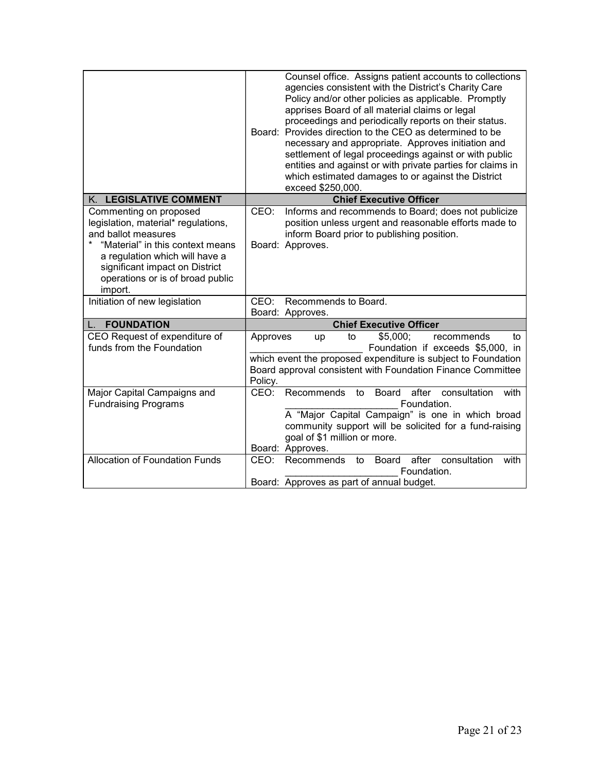| | |
|---|---|
| | Counsel office. Assigns patient accounts to collections agencies consistent with the District's Charity Care Policy and/or other policies as applicable. Promptly apprises Board of all material claims or legal proceedings and periodically reports on their status.<br>Board: Provides direction to the CEO as determined to be necessary and appropriate. Approves initiation and settlement of legal proceedings against or with public entities and against or with private parties for claims in which estimated damages to or against the District exceed $250,000. |
| **K. LEGISLATIVE COMMENT** | **Chief Executive Officer** |
| Commenting on proposed legislation, material* regulations, and ballot measures<br>* "Material" in this context means a regulation which will have a significant impact on District operations or is of broad public import. | CEO: Informs and recommends to Board; does not publicize position unless urgent and reasonable efforts made to inform Board prior to publishing position.<br>Board: Approves. |
| Initiation of new legislation | CEO: Recommends to Board.<br>Board: Approves. |
| **L. FOUNDATION** | **Chief Executive Officer** |
| CEO Request of expenditure of funds from the Foundation | Approves up to $5,000; recommends to ____________________ Foundation if exceeds $5,000, in which event the proposed expenditure is subject to Foundation Board approval consistent with Foundation Finance Committee Policy. |
| Major Capital Campaigns and Fundraising Programs | CEO: Recommends to Board after consultation with ____________________ Foundation.<br>A "Major Capital Campaign" is one in which broad community support will be solicited for a fund-raising goal of $1 million or more.<br>Board: Approves. |
| Allocation of Foundation Funds | CEO: Recommends to Board after consultation with ____________________ Foundation.<br>Board: Approves as part of annual budget. |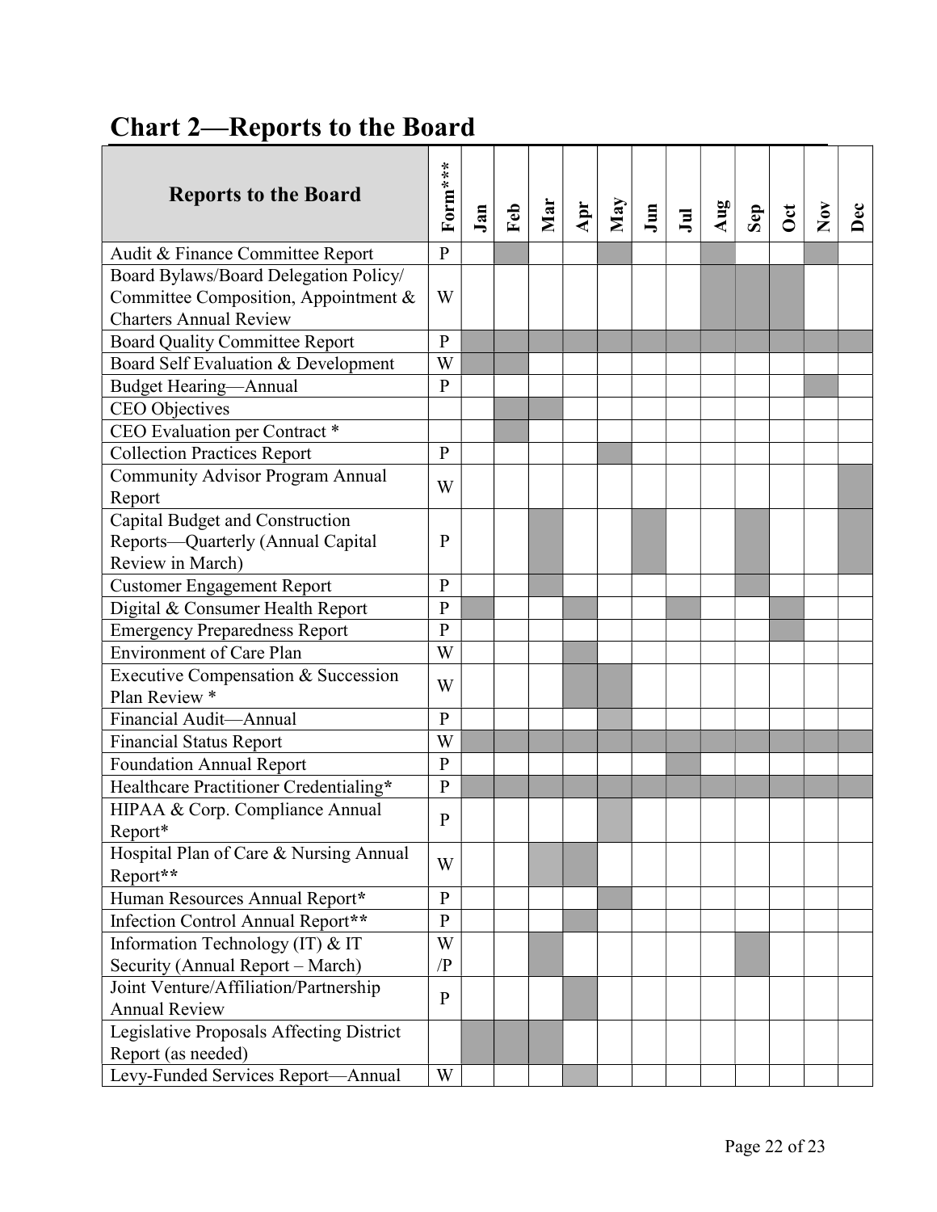## Chart 2—Reports to the Board

| Reports to the Board | Form*** | Jan | Feb | Mar | Apr | May | Jun | Jul | Aug | Sep | Oct | Nov | Dec |
|---|---|---|---|---|---|---|---|---|---|---|---|---|---|
| Audit & Finance Committee Report | P | | X | | | X | | | X | | | X | |
| Board Bylaws/Board Delegation Policy/ Committee Composition, Appointment & Charters Annual Review | W | | | | | | | | X | X | X | | |
| Board Quality Committee Report | P | X | X | X | X | X | X | X | X | X | X | X | X |
| Board Self Evaluation & Development | W | X | X | | | | | | | | | | |
| Budget Hearing—Annual | P | | | | | | | | | | | X | |
| CEO Objectives | | | X | X | | | | | | | | | |
| CEO Evaluation per Contract * | | | X | | | | | | | | | | |
| Collection Practices Report | P | | | | | X | | | | | | | |
| Community Advisor Program Annual Report | W | | | | | | | | | | | | X |
| Capital Budget and Construction Reports—Quarterly (Annual Capital Review in March) | P | | | X | | | X | | | X | | | X |
| Customer Engagement Report | P | | | X | | | | | | X | | | |
| Digital & Consumer Health Report | P | X | | | X | | | X | | | X | | |
| Emergency Preparedness Report | P | | | | | | | | | | X | | |
| Environment of Care Plan | W | | | | X | | | | | | | | |
| Executive Compensation & Succession Plan Review * | W | | | | X | X | | | | | | | |
| Financial Audit—Annual | P | | | | | X | | | | | | | |
| Financial Status Report | W | X | X | X | X | X | X | X | X | X | X | X | X |
| Foundation Annual Report | P | | | | | | | X | | | | | |
| Healthcare Practitioner Credentialing* | P | X | X | X | X | X | X | X | X | X | X | X | X |
| HIPAA & Corp. Compliance Annual Report* | P | | | | | X | | | | | | | |
| Hospital Plan of Care & Nursing Annual Report** | W | | | X | X | | | | | | | | |
| Human Resources Annual Report* | P | | | | | X | | | | | | | |
| Infection Control Annual Report** | P | | | | X | | | | | | | | |
| Information Technology (IT) & IT Security (Annual Report – March) | W /P | | | X | | | | | | X | | | |
| Joint Venture/Affiliation/Partnership Annual Review | P | | | | X | | | | | | | | |
| Legislative Proposals Affecting District Report (as needed) | | X | X | X | | | | | | | | | |
| Levy-Funded Services Report—Annual | W | | | | X | | | | | | | | |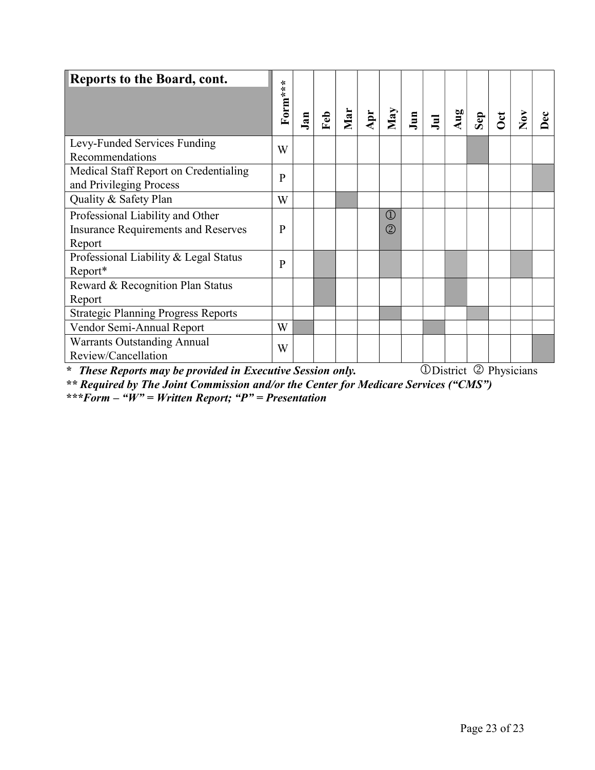| **Reports to the Board, cont.** | Form*** | Jan | Feb | Mar | Apr | May | Jun | Jul | Aug | Sep | Oct | Nov | Dec |
|---|---|---|---|---|---|---|---|---|---|---|---|---|---|
| Levy-Funded Services Funding Recommendations | W | | | | | | | | | ■ | | | |
| Medical Staff Report on Credentialing and Privileging Process | P | | | | | | | | | | | | ■ |
| Quality & Safety Plan | W | | | ■ | | | | | | | | | |
| Professional Liability and Other Insurance Requirements and Reserves Report | P | | | | | ■ ① ② | | | | | | | |
| Professional Liability & Legal Status Report* | P | | ■ | | | ■ | | | ■ | | | ■ | |
| Reward & Recognition Plan Status Report | | | ■ | | | | | | ■ | | | | |
| Strategic Planning Progress Reports | | | | | | ■ | | | | ■ | | | |
| Vendor Semi-Annual Report | W | ■ | | | | | | ■ | | | | | |
| Warrants Outstanding Annual Review/Cancellation | W | | | | | | | | | | | | ■ |

*\* These Reports may be provided in Executive Session only.* ①District ② Physicians

*\*\* Required by The Joint Commission and/or the Center for Medicare Services ("CMS")*

*\*\*\*Form – "W" = Written Report; "P" = Presentation*